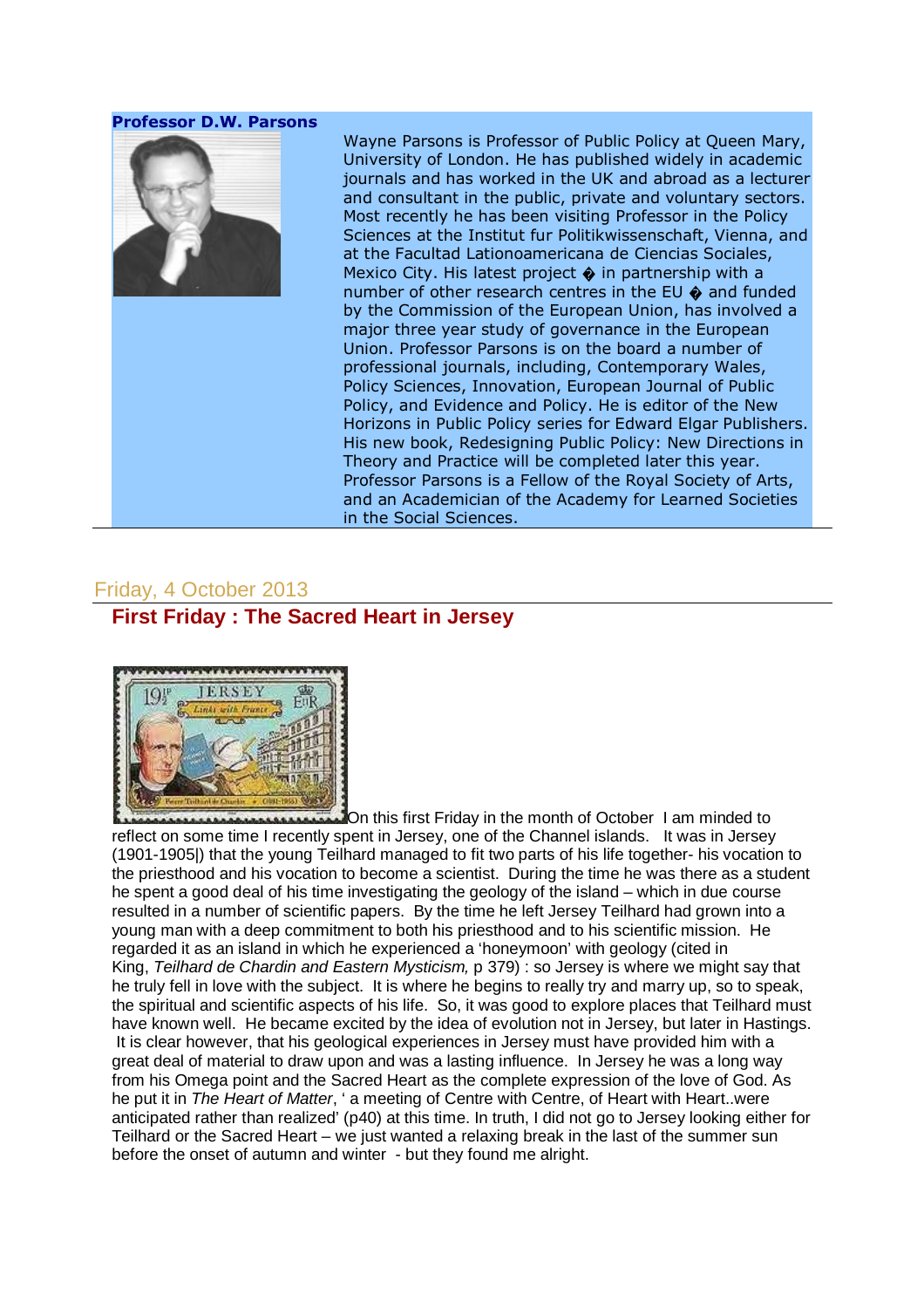**Professor D.W. Parsons**

Wayne Parsons is Professor of Public Policy at Queen Mary, University of London. He has published widely in academic journals and has worked in the UK and abroad as a lecturer and consultant in the public, private and voluntary sectors. Most recently he has been visiting Professor in the Policy Sciences at the Institut fur Politikwissenschaft, Vienna, and at the Facultad Lationoamericana de Ciencias Sociales, Mexico City. His latest project � in partnership with a number of other research centres in the EU � and funded by the Commission of the European Union, has involved a major three year study of governance in the European Union. Professor Parsons is on the board a number of professional journals, including, Contemporary Wales, Policy Sciences, Innovation, European Journal of Public Policy, and Evidence and Policy. He is editor of the New Horizons in Public Policy series for Edward Elgar Publishers. His new book, Redesigning Public Policy: New Directions in Theory and Practice will be completed later this year. Professor Parsons is a Fellow of the Royal Society of Arts, and an Academician of the Academy for Learned Societies in the Social Sciences.

---

Friday, 4 October 2013

## First Friday : The Sacred Heart in Jersey

On this first Friday in the month of October I am minded to reflect on some time I recently spent in Jersey, one of the Channel islands. It was in Jersey (1901-1905|) that the young Teilhard managed to fit two parts of his life together- his vocation to the priesthood and his vocation to become a scientist. During the time he was there as a student he spent a good deal of his time investigating the geology of the island – which in due course resulted in a number of scientific papers. By the time he left Jersey Teilhard had grown into a young man with a deep commitment to both his priesthood and to his scientific mission. He regarded it as an island in which he experienced a 'honeymoon' with geology (cited in King, *Teilhard de Chardin and Eastern Mysticism,* p 379) : so Jersey is where we might say that he truly fell in love with the subject. It is where he begins to really try and marry up, so to speak, the spiritual and scientific aspects of his life. So, it was good to explore places that Teilhard must have known well. He became excited by the idea of evolution not in Jersey, but later in Hastings. It is clear however, that his geological experiences in Jersey must have provided him with a great deal of material to draw upon and was a lasting influence. In Jersey he was a long way from his Omega point and the Sacred Heart as the complete expression of the love of God. As he put it in *The Heart of Matter*, ' a meeting of Centre with Centre, of Heart with Heart..were anticipated rather than realized' (p40) at this time. In truth, I did not go to Jersey looking either for Teilhard or the Sacred Heart – we just wanted a relaxing break in the last of the summer sun before the onset of autumn and winter - but they found me alright.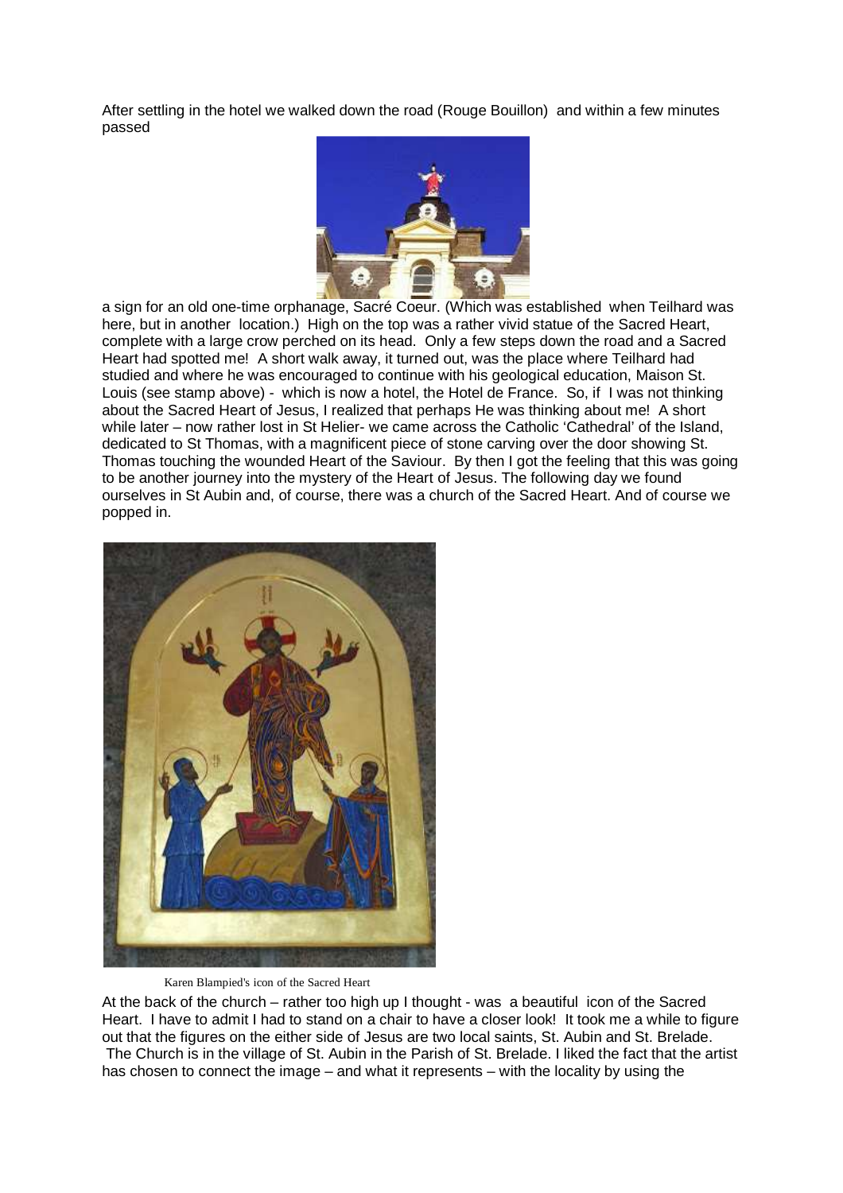After settling in the hotel we walked down the road (Rouge Bouillon) and within a few minutes passed

a sign for an old one-time orphanage, Sacré Coeur. (Which was established when Teilhard was here, but in another location.) High on the top was a rather vivid statue of the Sacred Heart, complete with a large crow perched on its head. Only a few steps down the road and a Sacred Heart had spotted me! A short walk away, it turned out, was the place where Teilhard had studied and where he was encouraged to continue with his geological education, Maison St. Louis (see stamp above) - which is now a hotel, the Hotel de France. So, if I was not thinking about the Sacred Heart of Jesus, I realized that perhaps He was thinking about me! A short while later – now rather lost in St Helier- we came across the Catholic 'Cathedral' of the Island, dedicated to St Thomas, with a magnificent piece of stone carving over the door showing St. Thomas touching the wounded Heart of the Saviour. By then I got the feeling that this was going to be another journey into the mystery of the Heart of Jesus. The following day we found ourselves in St Aubin and, of course, there was a church of the Sacred Heart. And of course we popped in.

Karen Blampied's icon of the Sacred Heart

At the back of the church – rather too high up I thought - was a beautiful icon of the Sacred Heart. I have to admit I had to stand on a chair to have a closer look! It took me a while to figure out that the figures on the either side of Jesus are two local saints, St. Aubin and St. Brelade. The Church is in the village of St. Aubin in the Parish of St. Brelade. I liked the fact that the artist has chosen to connect the image – and what it represents – with the locality by using the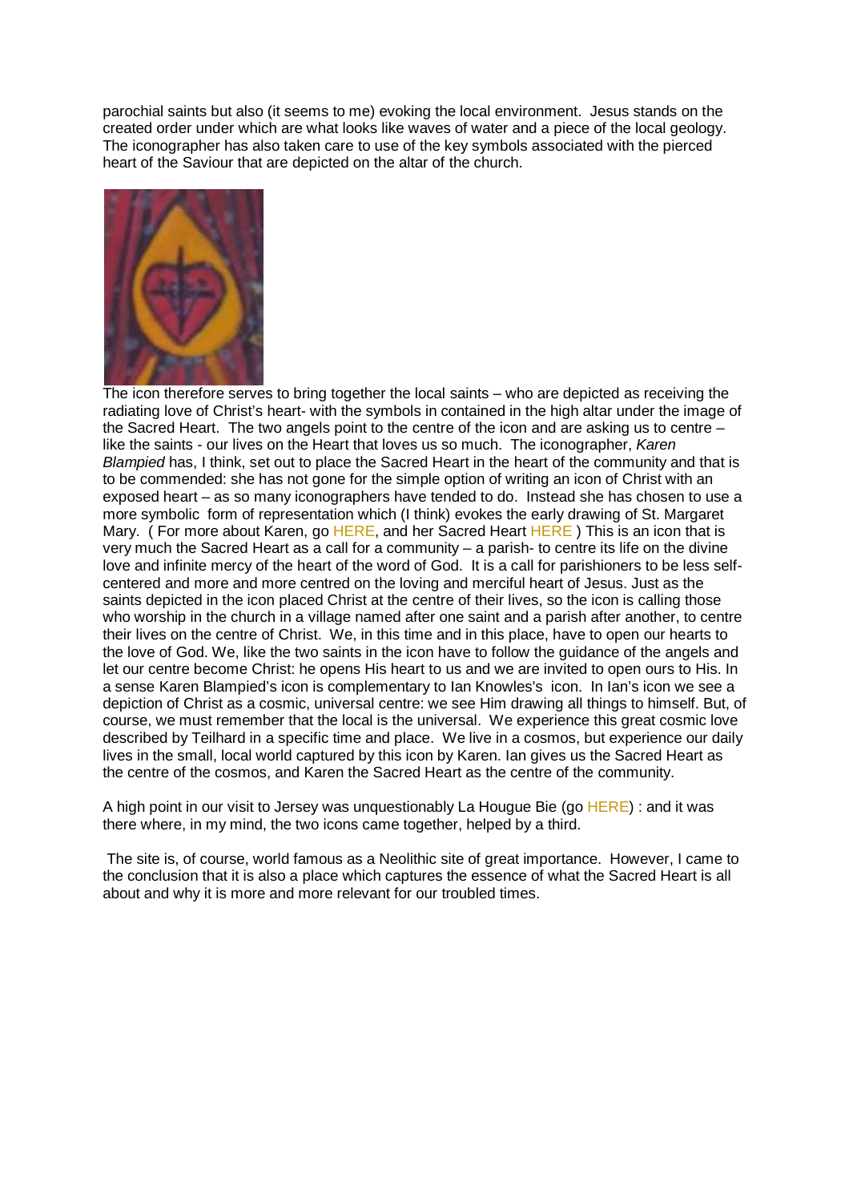parochial saints but also (it seems to me) evoking the local environment. Jesus stands on the created order under which are what looks like waves of water and a piece of the local geology. The iconographer has also taken care to use of the key symbols associated with the pierced heart of the Saviour that are depicted on the altar of the church.

The icon therefore serves to bring together the local saints – who are depicted as receiving the radiating love of Christ's heart- with the symbols in contained in the high altar under the image of the Sacred Heart. The two angels point to the centre of the icon and are asking us to centre – like the saints - our lives on the Heart that loves us so much. The iconographer, *Karen Blampied* has, I think, set out to place the Sacred Heart in the heart of the community and that is to be commended: she has not gone for the simple option of writing an icon of Christ with an exposed heart – as so many iconographers have tended to do. Instead she has chosen to use a more symbolic form of representation which (I think) evokes the early drawing of St. Margaret Mary. ( For more about Karen, go HERE, and her Sacred Heart HERE ) This is an icon that is very much the Sacred Heart as a call for a community – a parish- to centre its life on the divine love and infinite mercy of the heart of the word of God. It is a call for parishioners to be less self-centered and more and more centred on the loving and merciful heart of Jesus. Just as the saints depicted in the icon placed Christ at the centre of their lives, so the icon is calling those who worship in the church in a village named after one saint and a parish after another, to centre their lives on the centre of Christ. We, in this time and in this place, have to open our hearts to the love of God. We, like the two saints in the icon have to follow the guidance of the angels and let our centre become Christ: he opens His heart to us and we are invited to open ours to His. In a sense Karen Blampied's icon is complementary to Ian Knowles's icon. In Ian's icon we see a depiction of Christ as a cosmic, universal centre: we see Him drawing all things to himself. But, of course, we must remember that the local is the universal. We experience this great cosmic love described by Teilhard in a specific time and place. We live in a cosmos, but experience our daily lives in the small, local world captured by this icon by Karen. Ian gives us the Sacred Heart as the centre of the cosmos, and Karen the Sacred Heart as the centre of the community.

A high point in our visit to Jersey was unquestionably La Hougue Bie (go HERE) : and it was there where, in my mind, the two icons came together, helped by a third.

The site is, of course, world famous as a Neolithic site of great importance. However, I came to the conclusion that it is also a place which captures the essence of what the Sacred Heart is all about and why it is more and more relevant for our troubled times.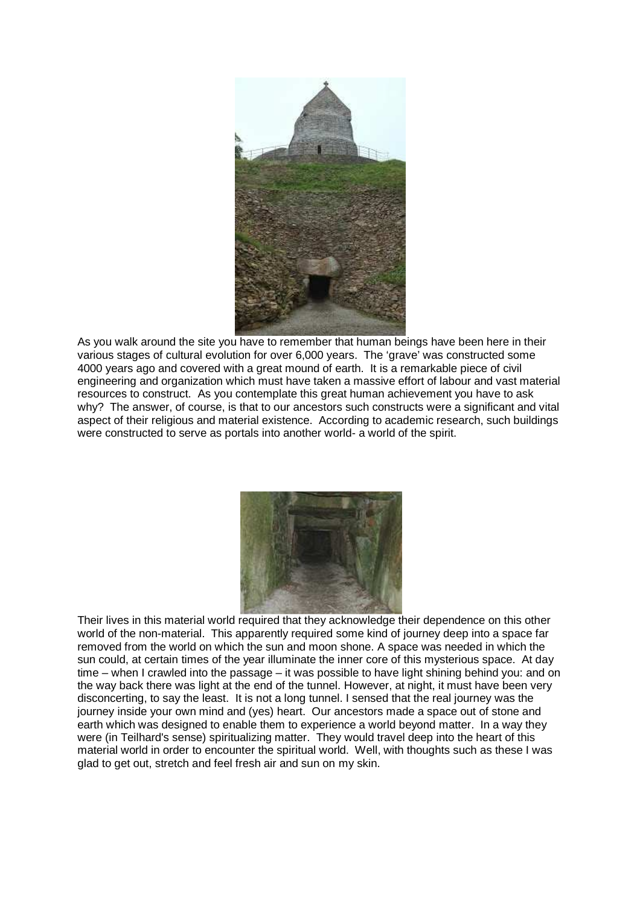As you walk around the site you have to remember that human beings have been here in their various stages of cultural evolution for over 6,000 years. The 'grave' was constructed some 4000 years ago and covered with a great mound of earth. It is a remarkable piece of civil engineering and organization which must have taken a massive effort of labour and vast material resources to construct. As you contemplate this great human achievement you have to ask why? The answer, of course, is that to our ancestors such constructs were a significant and vital aspect of their religious and material existence. According to academic research, such buildings were constructed to serve as portals into another world- a world of the spirit.

Their lives in this material world required that they acknowledge their dependence on this other world of the non-material. This apparently required some kind of journey deep into a space far removed from the world on which the sun and moon shone. A space was needed in which the sun could, at certain times of the year illuminate the inner core of this mysterious space. At day time – when I crawled into the passage – it was possible to have light shining behind you: and on the way back there was light at the end of the tunnel. However, at night, it must have been very disconcerting, to say the least. It is not a long tunnel. I sensed that the real journey was the journey inside your own mind and (yes) heart. Our ancestors made a space out of stone and earth which was designed to enable them to experience a world beyond matter. In a way they were (in Teilhard's sense) spiritualizing matter. They would travel deep into the heart of this material world in order to encounter the spiritual world. Well, with thoughts such as these I was glad to get out, stretch and feel fresh air and sun on my skin.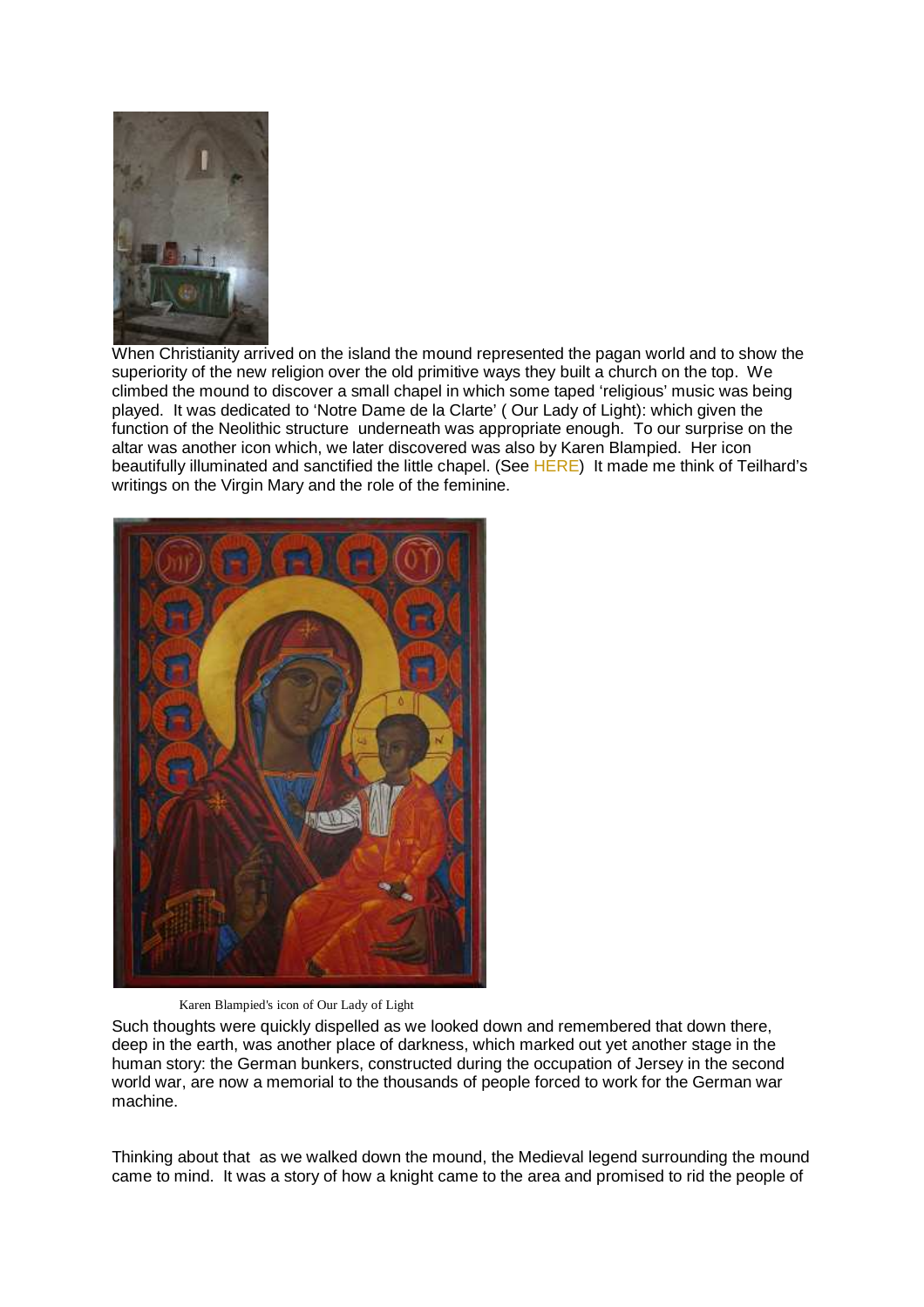When Christianity arrived on the island the mound represented the pagan world and to show the superiority of the new religion over the old primitive ways they built a church on the top. We climbed the mound to discover a small chapel in which some taped 'religious' music was being played. It was dedicated to 'Notre Dame de la Clarte' ( Our Lady of Light): which given the function of the Neolithic structure underneath was appropriate enough. To our surprise on the altar was another icon which, we later discovered was also by Karen Blampied. Her icon beautifully illuminated and sanctified the little chapel. (See HERE) It made me think of Teilhard's writings on the Virgin Mary and the role of the feminine.

Karen Blampied's icon of Our Lady of Light

Such thoughts were quickly dispelled as we looked down and remembered that down there, deep in the earth, was another place of darkness, which marked out yet another stage in the human story: the German bunkers, constructed during the occupation of Jersey in the second world war, are now a memorial to the thousands of people forced to work for the German war machine.

Thinking about that as we walked down the mound, the Medieval legend surrounding the mound came to mind. It was a story of how a knight came to the area and promised to rid the people of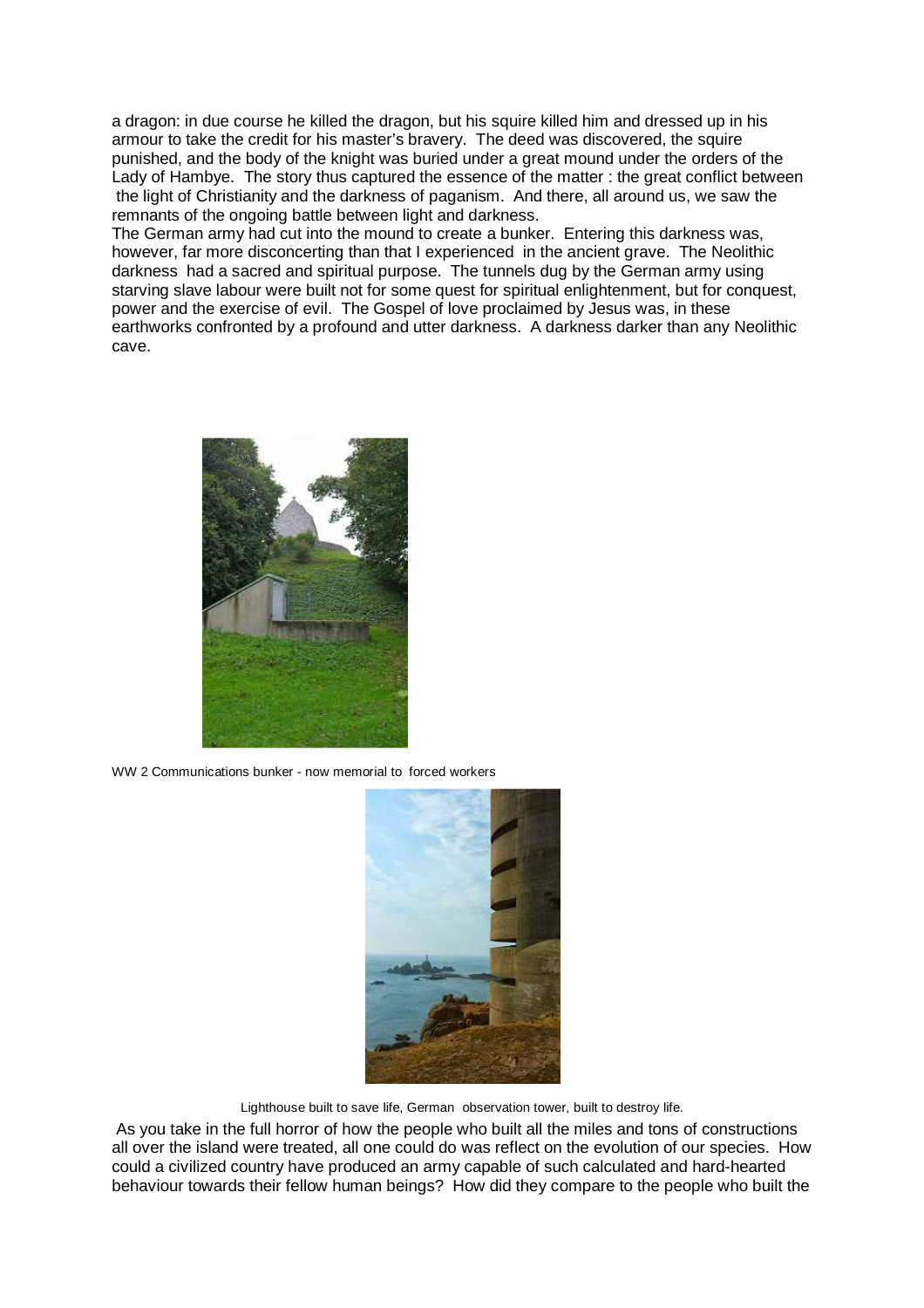a dragon: in due course he killed the dragon, but his squire killed him and dressed up in his armour to take the credit for his master's bravery. The deed was discovered, the squire punished, and the body of the knight was buried under a great mound under the orders of the Lady of Hambye. The story thus captured the essence of the matter : the great conflict between the light of Christianity and the darkness of paganism. And there, all around us, we saw the remnants of the ongoing battle between light and darkness.

The German army had cut into the mound to create a bunker. Entering this darkness was, however, far more disconcerting than that I experienced in the ancient grave. The Neolithic darkness had a sacred and spiritual purpose. The tunnels dug by the German army using starving slave labour were built not for some quest for spiritual enlightenment, but for conquest, power and the exercise of evil. The Gospel of love proclaimed by Jesus was, in these earthworks confronted by a profound and utter darkness. A darkness darker than any Neolithic cave.

WW 2 Communications bunker - now memorial to forced workers

Lighthouse built to save life, German observation tower, built to destroy life.

As you take in the full horror of how the people who built all the miles and tons of constructions all over the island were treated, all one could do was reflect on the evolution of our species. How could a civilized country have produced an army capable of such calculated and hard-hearted behaviour towards their fellow human beings? How did they compare to the people who built the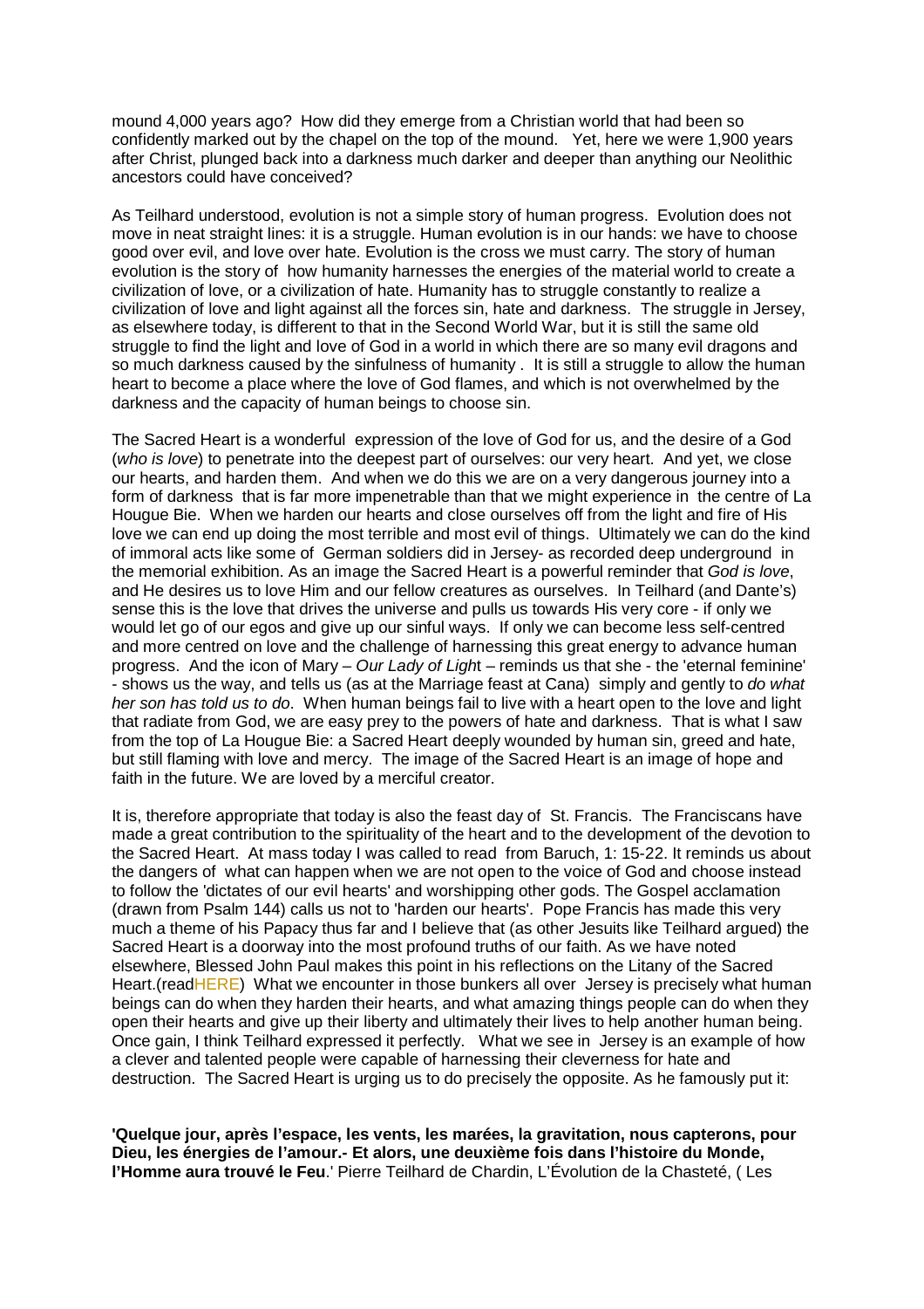mound 4,000 years ago? How did they emerge from a Christian world that had been so confidently marked out by the chapel on the top of the mound. Yet, here we were 1,900 years after Christ, plunged back into a darkness much darker and deeper than anything our Neolithic ancestors could have conceived?

As Teilhard understood, evolution is not a simple story of human progress. Evolution does not move in neat straight lines: it is a struggle. Human evolution is in our hands: we have to choose good over evil, and love over hate. Evolution is the cross we must carry. The story of human evolution is the story of how humanity harnesses the energies of the material world to create a civilization of love, or a civilization of hate. Humanity has to struggle constantly to realize a civilization of love and light against all the forces sin, hate and darkness. The struggle in Jersey, as elsewhere today, is different to that in the Second World War, but it is still the same old struggle to find the light and love of God in a world in which there are so many evil dragons and so much darkness caused by the sinfulness of humanity . It is still a struggle to allow the human heart to become a place where the love of God flames, and which is not overwhelmed by the darkness and the capacity of human beings to choose sin.

The Sacred Heart is a wonderful expression of the love of God for us, and the desire of a God (*who is love*) to penetrate into the deepest part of ourselves: our very heart. And yet, we close our hearts, and harden them. And when we do this we are on a very dangerous journey into a form of darkness that is far more impenetrable than that we might experience in the centre of La Hougue Bie. When we harden our hearts and close ourselves off from the light and fire of His love we can end up doing the most terrible and most evil of things. Ultimately we can do the kind of immoral acts like some of German soldiers did in Jersey- as recorded deep underground in the memorial exhibition. As an image the Sacred Heart is a powerful reminder that *God is love*, and He desires us to love Him and our fellow creatures as ourselves. In Teilhard (and Dante's) sense this is the love that drives the universe and pulls us towards His very core - if only we would let go of our egos and give up our sinful ways. If only we can become less self-centred and more centred on love and the challenge of harnessing this great energy to advance human progress. And the icon of Mary – *Our Lady of Light* – reminds us that she - the 'eternal feminine' - shows us the way, and tells us (as at the Marriage feast at Cana) simply and gently to *do what her son has told us to do*. When human beings fail to live with a heart open to the love and light that radiate from God, we are easy prey to the powers of hate and darkness. That is what I saw from the top of La Hougue Bie: a Sacred Heart deeply wounded by human sin, greed and hate, but still flaming with love and mercy. The image of the Sacred Heart is an image of hope and faith in the future. We are loved by a merciful creator.

It is, therefore appropriate that today is also the feast day of St. Francis. The Franciscans have made a great contribution to the spirituality of the heart and to the development of the devotion to the Sacred Heart. At mass today I was called to read from Baruch, 1: 15-22. It reminds us about the dangers of what can happen when we are not open to the voice of God and choose instead to follow the 'dictates of our evil hearts' and worshipping other gods. The Gospel acclamation (drawn from Psalm 144) calls us not to 'harden our hearts'. Pope Francis has made this very much a theme of his Papacy thus far and I believe that (as other Jesuits like Teilhard argued) the Sacred Heart is a doorway into the most profound truths of our faith. As we have noted elsewhere, Blessed John Paul makes this point in his reflections on the Litany of the Sacred Heart.(readHERE) What we encounter in those bunkers all over Jersey is precisely what human beings can do when they harden their hearts, and what amazing things people can do when they open their hearts and give up their liberty and ultimately their lives to help another human being. Once gain, I think Teilhard expressed it perfectly. What we see in Jersey is an example of how a clever and talented people were capable of harnessing their cleverness for hate and destruction. The Sacred Heart is urging us to do precisely the opposite. As he famously put it:

**'Quelque jour, après l'espace, les vents, les marées, la gravitation, nous capterons, pour Dieu, les énergies de l'amour.- Et alors, une deuxième fois dans l'histoire du Monde, l'Homme aura trouvé le Feu**.' Pierre Teilhard de Chardin, L'Évolution de la Chasteté, ( Les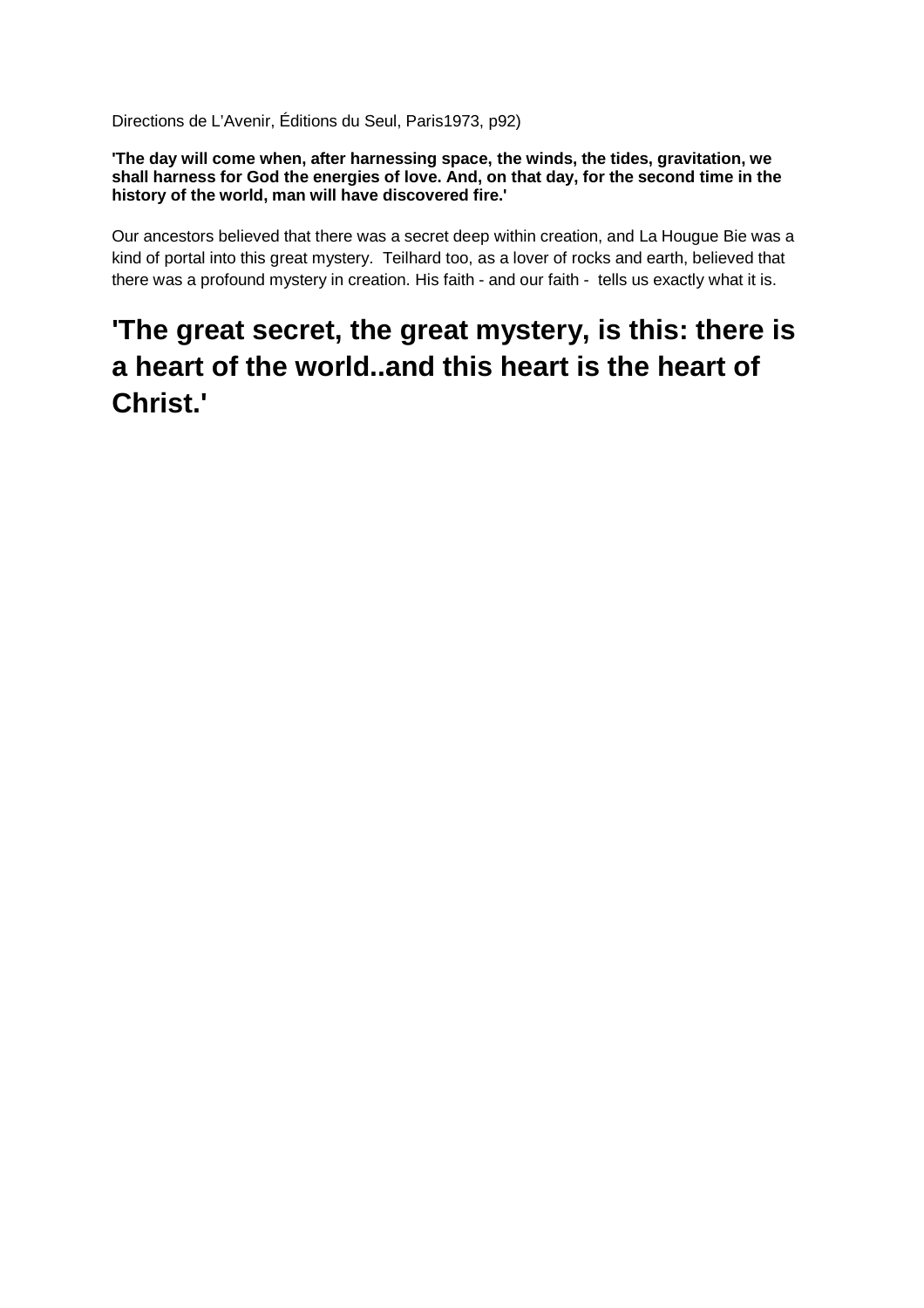Directions de L'Avenir, Éditions du Seul, Paris1973, p92)

**'The day will come when, after harnessing space, the winds, the tides, gravitation, we shall harness for God the energies of love. And, on that day, for the second time in the history of the world, man will have discovered fire.'**

Our ancestors believed that there was a secret deep within creation, and La Hougue Bie was a kind of portal into this great mystery. Teilhard too, as a lover of rocks and earth, believed that there was a profound mystery in creation. His faith - and our faith - tells us exactly what it is.

## 'The great secret, the great mystery, is this: there is a heart of the world..and this heart is the heart of Christ.'